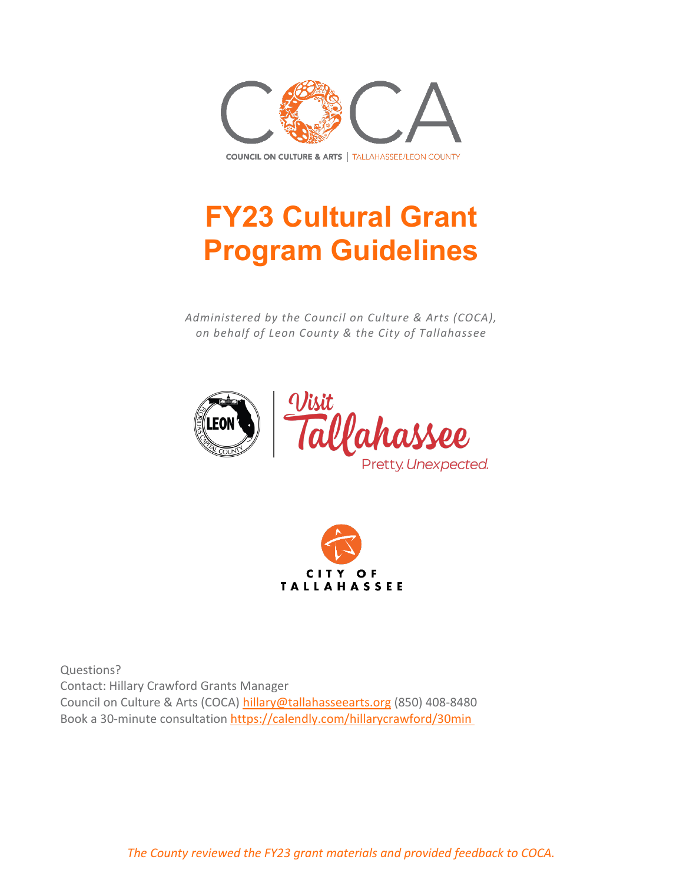COCA

COUNCIL ON CULTURE & ARTS | TALLAHASSEE/LEON COUNTY

# FY23 Cultural Grant Program Guidelines

*Administered by the Council on Culture & Arts (COCA), on behalf of Leon County & the City of Tallahassee*

LEON | Visit Tallahassee Pretty. *Unexpected.*

CITY OF TALLAHASSEE

Questions?
Contact: Hillary Crawford Grants Manager
Council on Culture & Arts (COCA) hillary@tallahasseearts.org (850) 408-8480
Book a 30-minute consultation https://calendly.com/hillarycrawford/30min

*The County reviewed the FY23 grant materials and provided feedback to COCA.*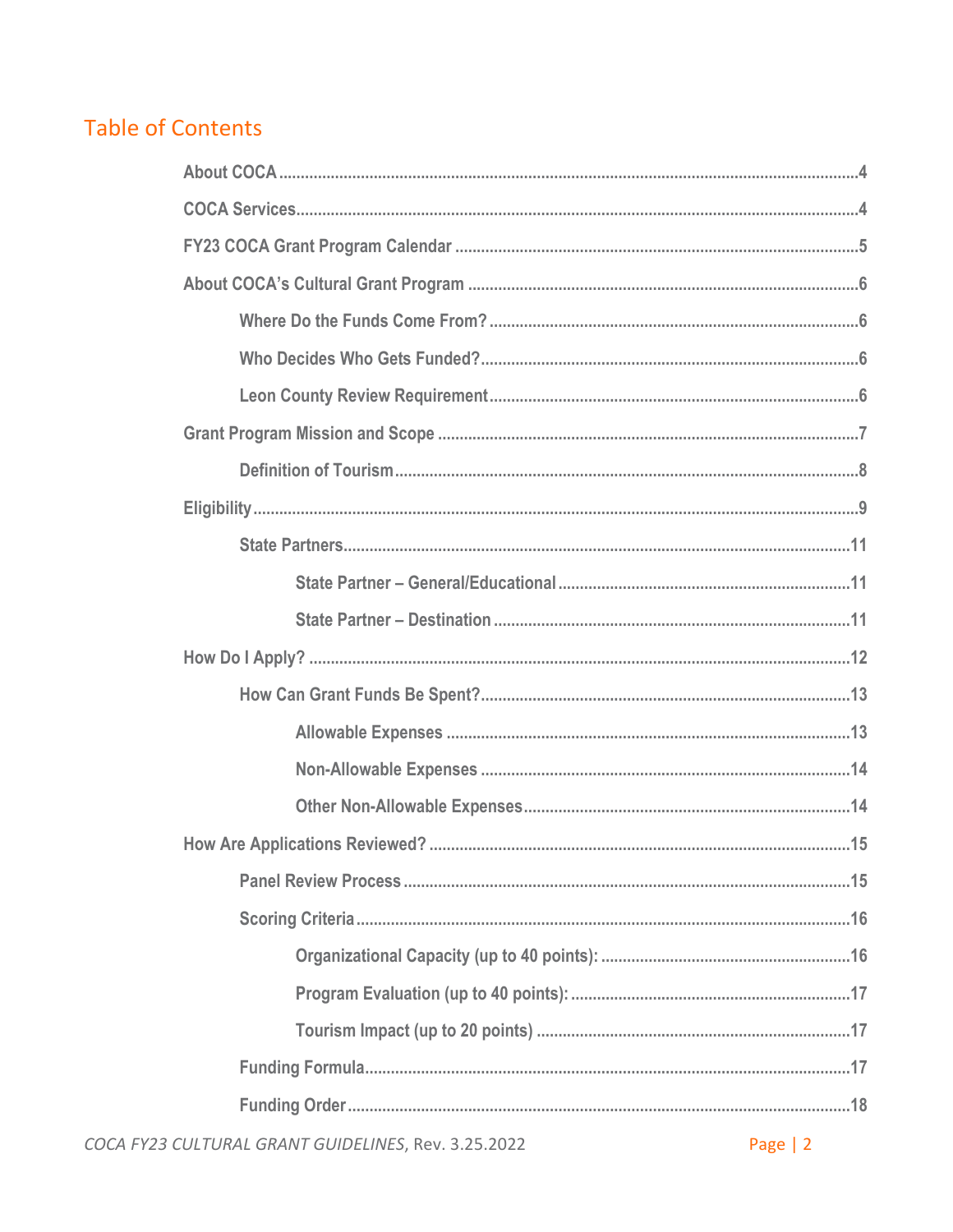# Table of Contents

- About COCA ..... 4
- COCA Services ..... 4
- FY23 COCA Grant Program Calendar ..... 5
- About COCA's Cultural Grant Program ..... 6
  - Where Do the Funds Come From? ..... 6
  - Who Decides Who Gets Funded? ..... 6
  - Leon County Review Requirement ..... 6
- Grant Program Mission and Scope ..... 7
  - Definition of Tourism ..... 8
- Eligibility ..... 9
  - State Partners ..... 11
    - State Partner – General/Educational ..... 11
    - State Partner – Destination ..... 11
- How Do I Apply? ..... 12
  - How Can Grant Funds Be Spent? ..... 13
    - Allowable Expenses ..... 13
    - Non-Allowable Expenses ..... 14
    - Other Non-Allowable Expenses ..... 14
- How Are Applications Reviewed? ..... 15
  - Panel Review Process ..... 15
  - Scoring Criteria ..... 16
    - Organizational Capacity (up to 40 points): ..... 16
    - Program Evaluation (up to 40 points): ..... 17
    - Tourism Impact (up to 20 points) ..... 17
  - Funding Formula ..... 17
  - Funding Order ..... 18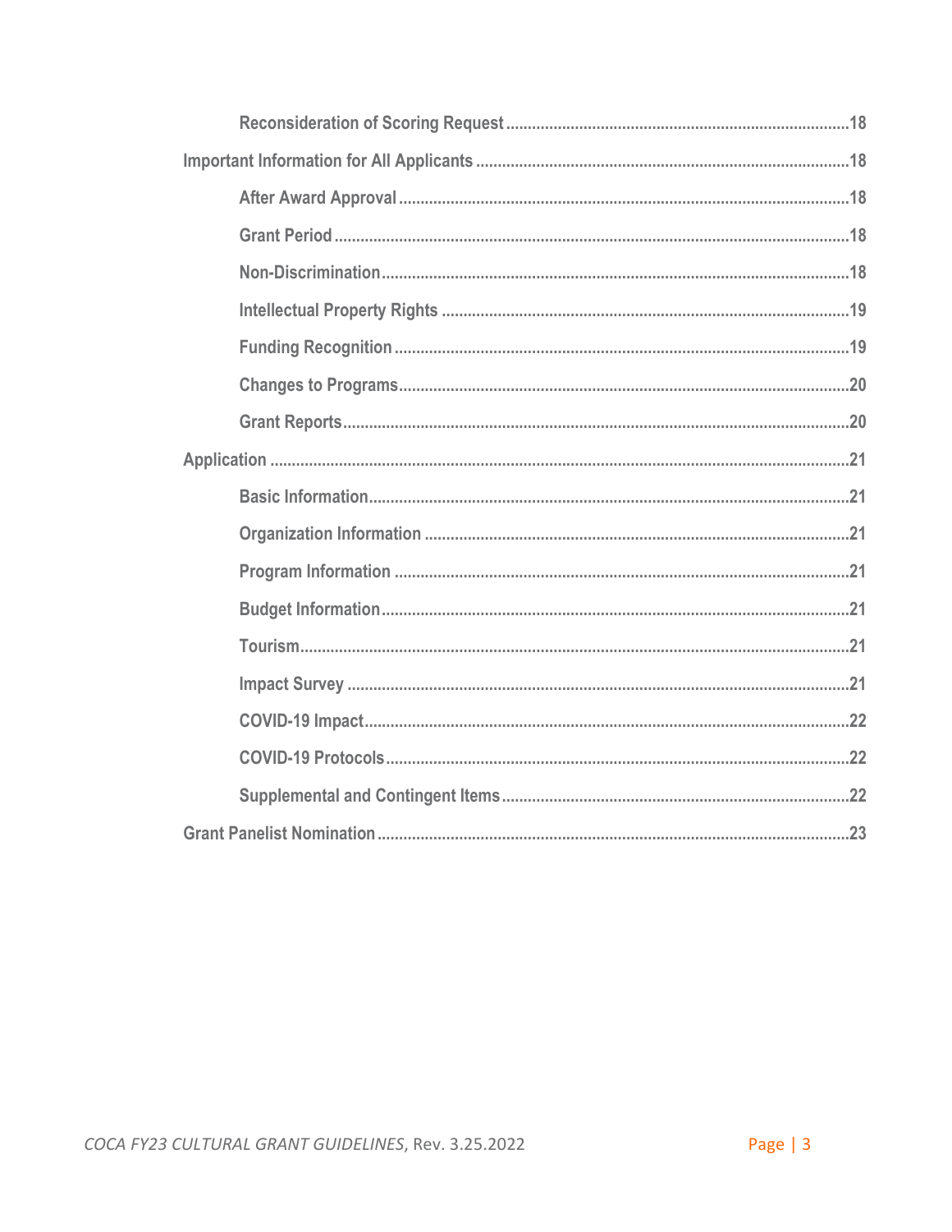Reconsideration of Scoring Request .......... 18

Important Information for All Applicants .......... 18

- After Award Approval .......... 18
- Grant Period .......... 18
- Non-Discrimination .......... 18
- Intellectual Property Rights .......... 19
- Funding Recognition .......... 19
- Changes to Programs .......... 20
- Grant Reports .......... 20

Application .......... 21

- Basic Information .......... 21
- Organization Information .......... 21
- Program Information .......... 21
- Budget Information .......... 21
- Tourism .......... 21
- Impact Survey .......... 21
- COVID-19 Impact .......... 22
- COVID-19 Protocols .......... 22
- Supplemental and Contingent Items .......... 22

Grant Panelist Nomination .......... 23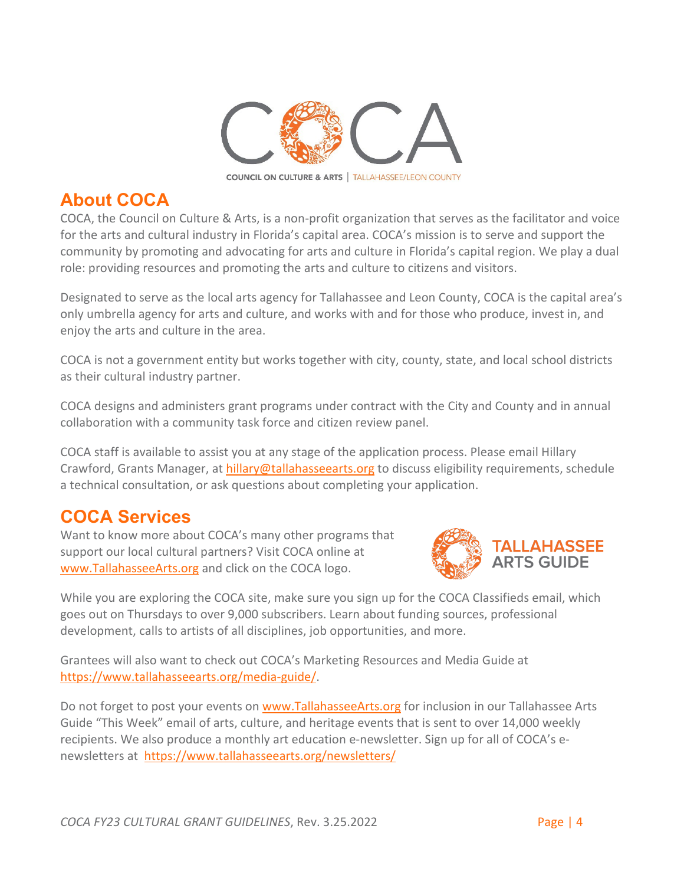## About COCA

COCA, the Council on Culture & Arts, is a non-profit organization that serves as the facilitator and voice for the arts and cultural industry in Florida's capital area. COCA's mission is to serve and support the community by promoting and advocating for arts and culture in Florida's capital region. We play a dual role: providing resources and promoting the arts and culture to citizens and visitors.

Designated to serve as the local arts agency for Tallahassee and Leon County, COCA is the capital area's only umbrella agency for arts and culture, and works with and for those who produce, invest in, and enjoy the arts and culture in the area.

COCA is not a government entity but works together with city, county, state, and local school districts as their cultural industry partner.

COCA designs and administers grant programs under contract with the City and County and in annual collaboration with a community task force and citizen review panel.

COCA staff is available to assist you at any stage of the application process. Please email Hillary Crawford, Grants Manager, at hillary@tallahasseearts.org to discuss eligibility requirements, schedule a technical consultation, or ask questions about completing your application.

## COCA Services

Want to know more about COCA's many other programs that support our local cultural partners? Visit COCA online at www.TallahasseeArts.org and click on the COCA logo.

While you are exploring the COCA site, make sure you sign up for the COCA Classifieds email, which goes out on Thursdays to over 9,000 subscribers. Learn about funding sources, professional development, calls to artists of all disciplines, job opportunities, and more.

Grantees will also want to check out COCA's Marketing Resources and Media Guide at https://www.tallahasseearts.org/media-guide/.

Do not forget to post your events on www.TallahasseeArts.org for inclusion in our Tallahassee Arts Guide "This Week" email of arts, culture, and heritage events that is sent to over 14,000 weekly recipients. We also produce a monthly art education e-newsletter. Sign up for all of COCA's e-newsletters at https://www.tallahasseearts.org/newsletters/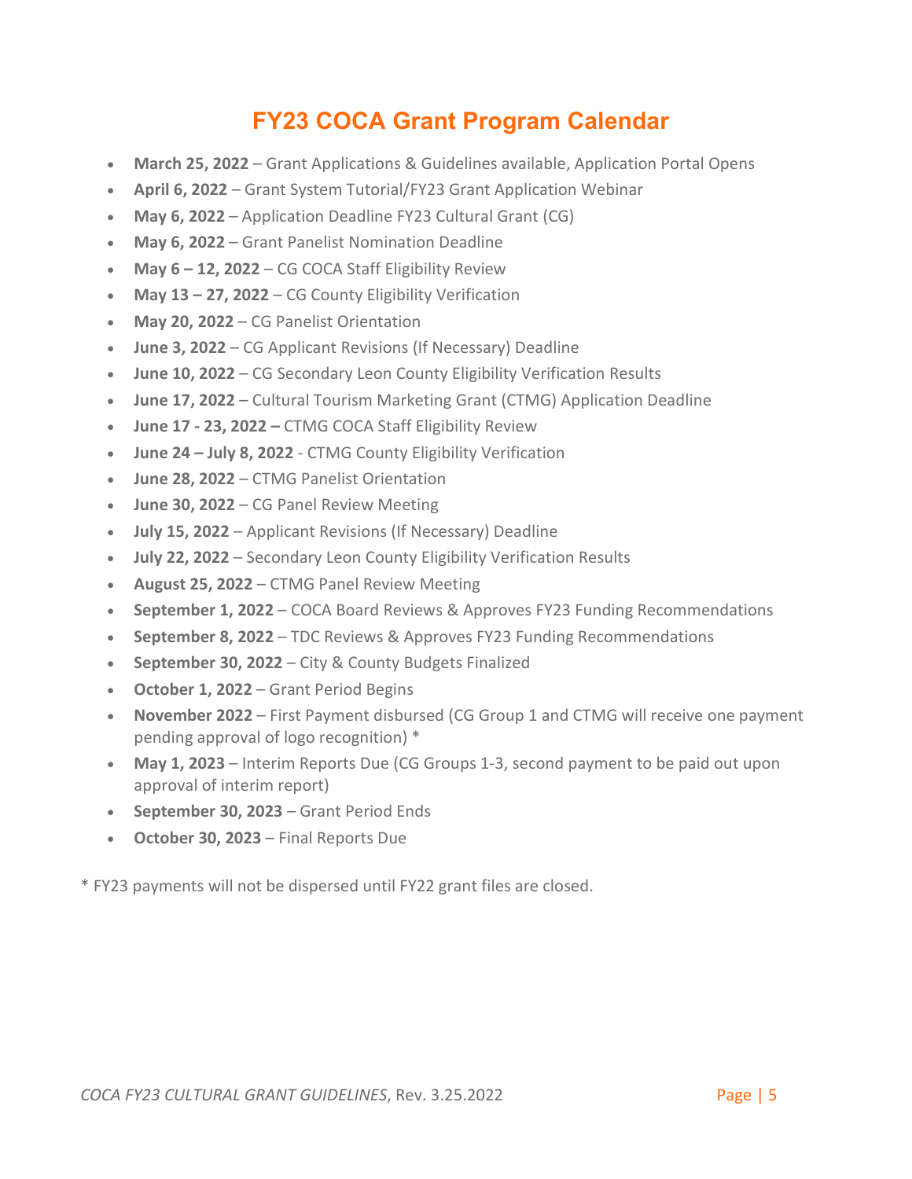# FY23 COCA Grant Program Calendar

- **March 25, 2022** – Grant Applications & Guidelines available, Application Portal Opens
- **April 6, 2022** – Grant System Tutorial/FY23 Grant Application Webinar
- **May 6, 2022** – Application Deadline FY23 Cultural Grant (CG)
- **May 6, 2022** – Grant Panelist Nomination Deadline
- **May 6 – 12, 2022** – CG COCA Staff Eligibility Review
- **May 13 – 27, 2022** – CG County Eligibility Verification
- **May 20, 2022** – CG Panelist Orientation
- **June 3, 2022** – CG Applicant Revisions (If Necessary) Deadline
- **June 10, 2022** – CG Secondary Leon County Eligibility Verification Results
- **June 17, 2022** – Cultural Tourism Marketing Grant (CTMG) Application Deadline
- **June 17 - 23, 2022 –** CTMG COCA Staff Eligibility Review
- **June 24 – July 8, 2022** - CTMG County Eligibility Verification
- **June 28, 2022** – CTMG Panelist Orientation
- **June 30, 2022** – CG Panel Review Meeting
- **July 15, 2022** – Applicant Revisions (If Necessary) Deadline
- **July 22, 2022** – Secondary Leon County Eligibility Verification Results
- **August 25, 2022** – CTMG Panel Review Meeting
- **September 1, 2022** – COCA Board Reviews & Approves FY23 Funding Recommendations
- **September 8, 2022** – TDC Reviews & Approves FY23 Funding Recommendations
- **September 30, 2022** – City & County Budgets Finalized
- **October 1, 2022** – Grant Period Begins
- **November 2022** – First Payment disbursed (CG Group 1 and CTMG will receive one payment pending approval of logo recognition) *
- **May 1, 2023** – Interim Reports Due (CG Groups 1-3, second payment to be paid out upon approval of interim report)
- **September 30, 2023** – Grant Period Ends
- **October 30, 2023** – Final Reports Due

* FY23 payments will not be dispersed until FY22 grant files are closed.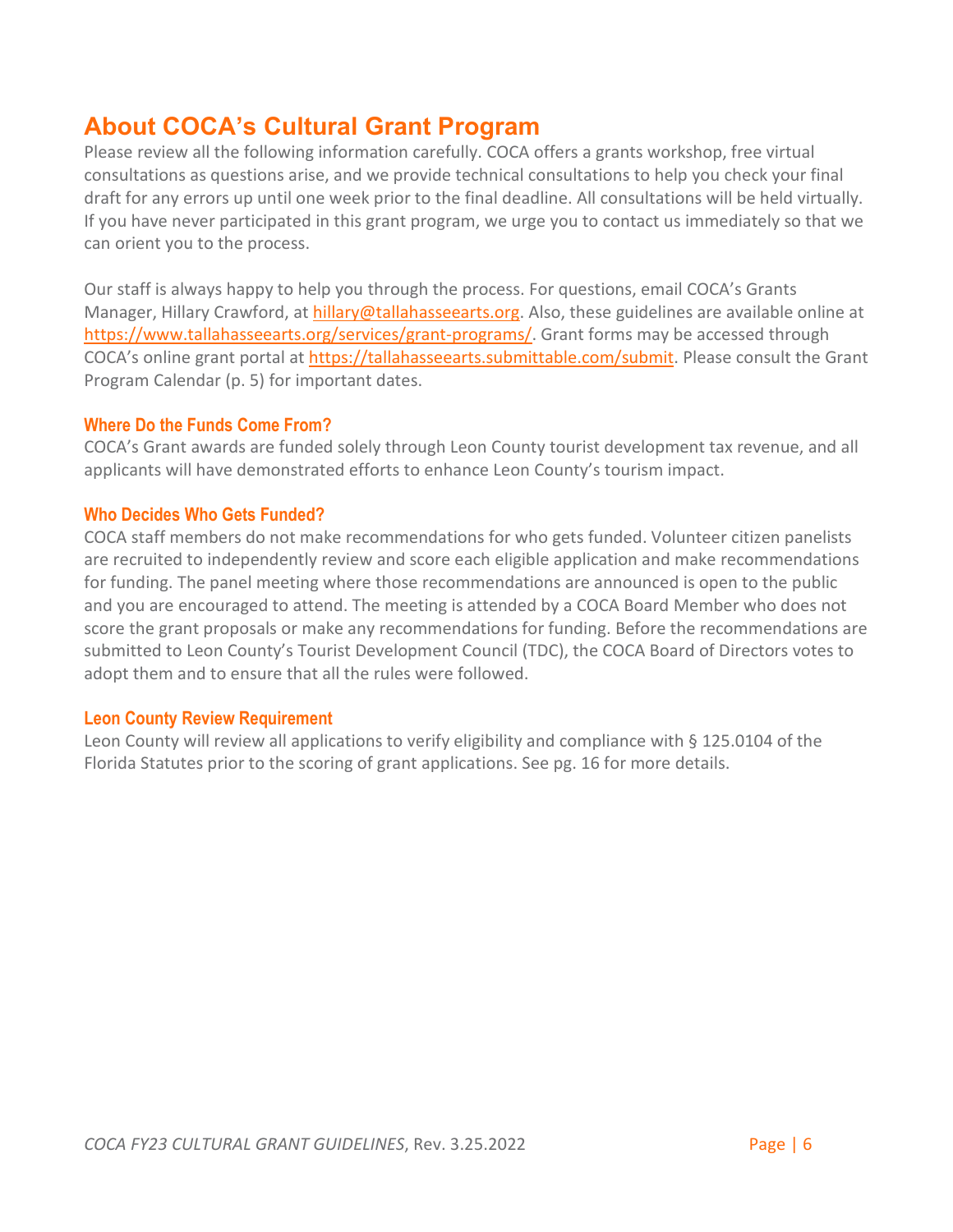## About COCA's Cultural Grant Program

Please review all the following information carefully. COCA offers a grants workshop, free virtual consultations as questions arise, and we provide technical consultations to help you check your final draft for any errors up until one week prior to the final deadline. All consultations will be held virtually. If you have never participated in this grant program, we urge you to contact us immediately so that we can orient you to the process.

Our staff is always happy to help you through the process. For questions, email COCA's Grants Manager, Hillary Crawford, at hillary@tallahasseearts.org. Also, these guidelines are available online at https://www.tallahasseearts.org/services/grant-programs/. Grant forms may be accessed through COCA's online grant portal at https://tallahasseearts.submittable.com/submit. Please consult the Grant Program Calendar (p. 5) for important dates.

### Where Do the Funds Come From?

COCA's Grant awards are funded solely through Leon County tourist development tax revenue, and all applicants will have demonstrated efforts to enhance Leon County's tourism impact.

### Who Decides Who Gets Funded?

COCA staff members do not make recommendations for who gets funded. Volunteer citizen panelists are recruited to independently review and score each eligible application and make recommendations for funding. The panel meeting where those recommendations are announced is open to the public and you are encouraged to attend. The meeting is attended by a COCA Board Member who does not score the grant proposals or make any recommendations for funding. Before the recommendations are submitted to Leon County's Tourist Development Council (TDC), the COCA Board of Directors votes to adopt them and to ensure that all the rules were followed.

### Leon County Review Requirement

Leon County will review all applications to verify eligibility and compliance with § 125.0104 of the Florida Statutes prior to the scoring of grant applications. See pg. 16 for more details.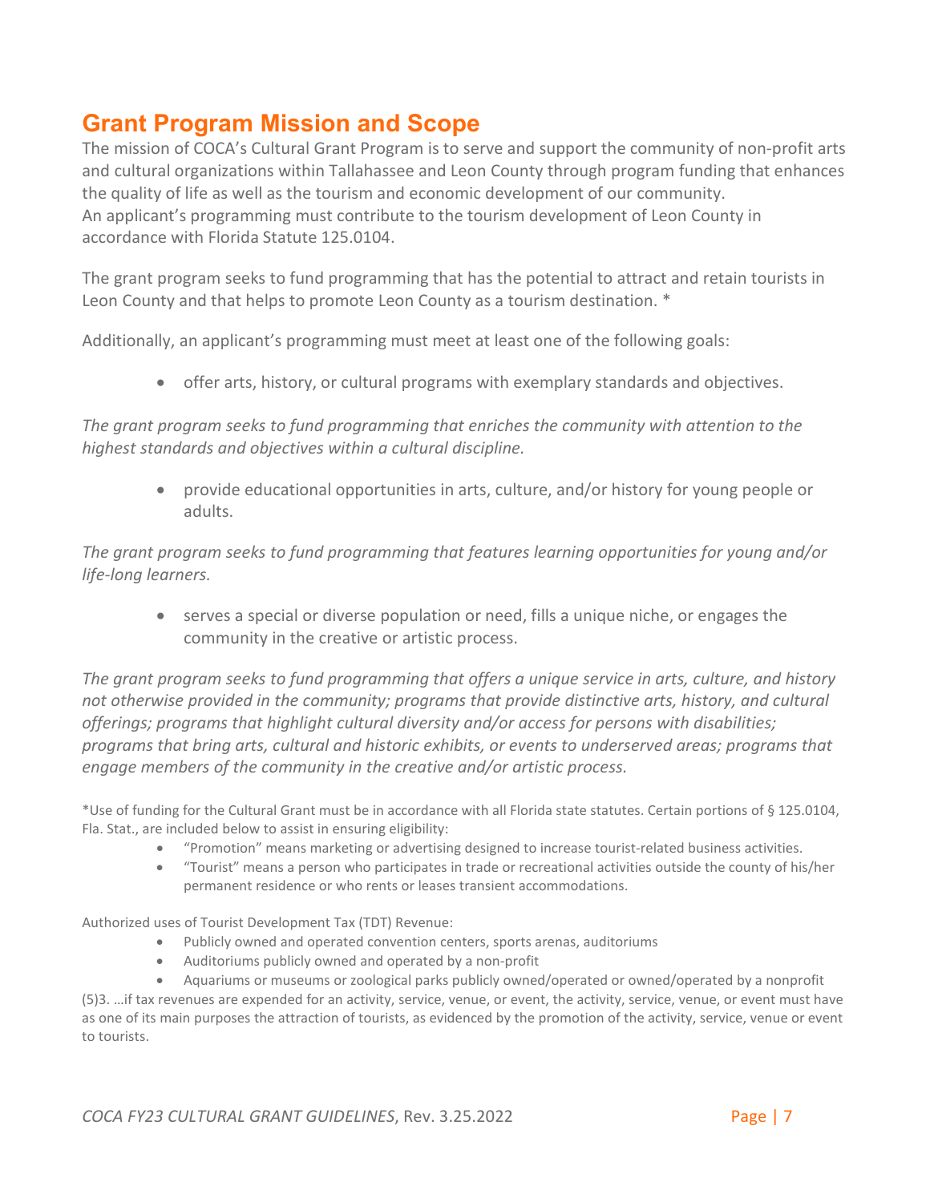## Grant Program Mission and Scope

The mission of COCA's Cultural Grant Program is to serve and support the community of non-profit arts and cultural organizations within Tallahassee and Leon County through program funding that enhances the quality of life as well as the tourism and economic development of our community. An applicant's programming must contribute to the tourism development of Leon County in accordance with Florida Statute 125.0104.

The grant program seeks to fund programming that has the potential to attract and retain tourists in Leon County and that helps to promote Leon County as a tourism destination. *

Additionally, an applicant's programming must meet at least one of the following goals:

- offer arts, history, or cultural programs with exemplary standards and objectives.

*The grant program seeks to fund programming that enriches the community with attention to the highest standards and objectives within a cultural discipline.*

- provide educational opportunities in arts, culture, and/or history for young people or adults.

*The grant program seeks to fund programming that features learning opportunities for young and/or life-long learners.*

- serves a special or diverse population or need, fills a unique niche, or engages the community in the creative or artistic process.

*The grant program seeks to fund programming that offers a unique service in arts, culture, and history not otherwise provided in the community; programs that provide distinctive arts, history, and cultural offerings; programs that highlight cultural diversity and/or access for persons with disabilities; programs that bring arts, cultural and historic exhibits, or events to underserved areas; programs that engage members of the community in the creative and/or artistic process.*

*Use of funding for the Cultural Grant must be in accordance with all Florida state statutes. Certain portions of § 125.0104, Fla. Stat., are included below to assist in ensuring eligibility:

- "Promotion" means marketing or advertising designed to increase tourist-related business activities.
- "Tourist" means a person who participates in trade or recreational activities outside the county of his/her permanent residence or who rents or leases transient accommodations.

Authorized uses of Tourist Development Tax (TDT) Revenue:

- Publicly owned and operated convention centers, sports arenas, auditoriums
- Auditoriums publicly owned and operated by a non-profit
- Aquariums or museums or zoological parks publicly owned/operated or owned/operated by a nonprofit

(5)3. …if tax revenues are expended for an activity, service, venue, or event, the activity, service, venue, or event must have as one of its main purposes the attraction of tourists, as evidenced by the promotion of the activity, service, venue or event to tourists.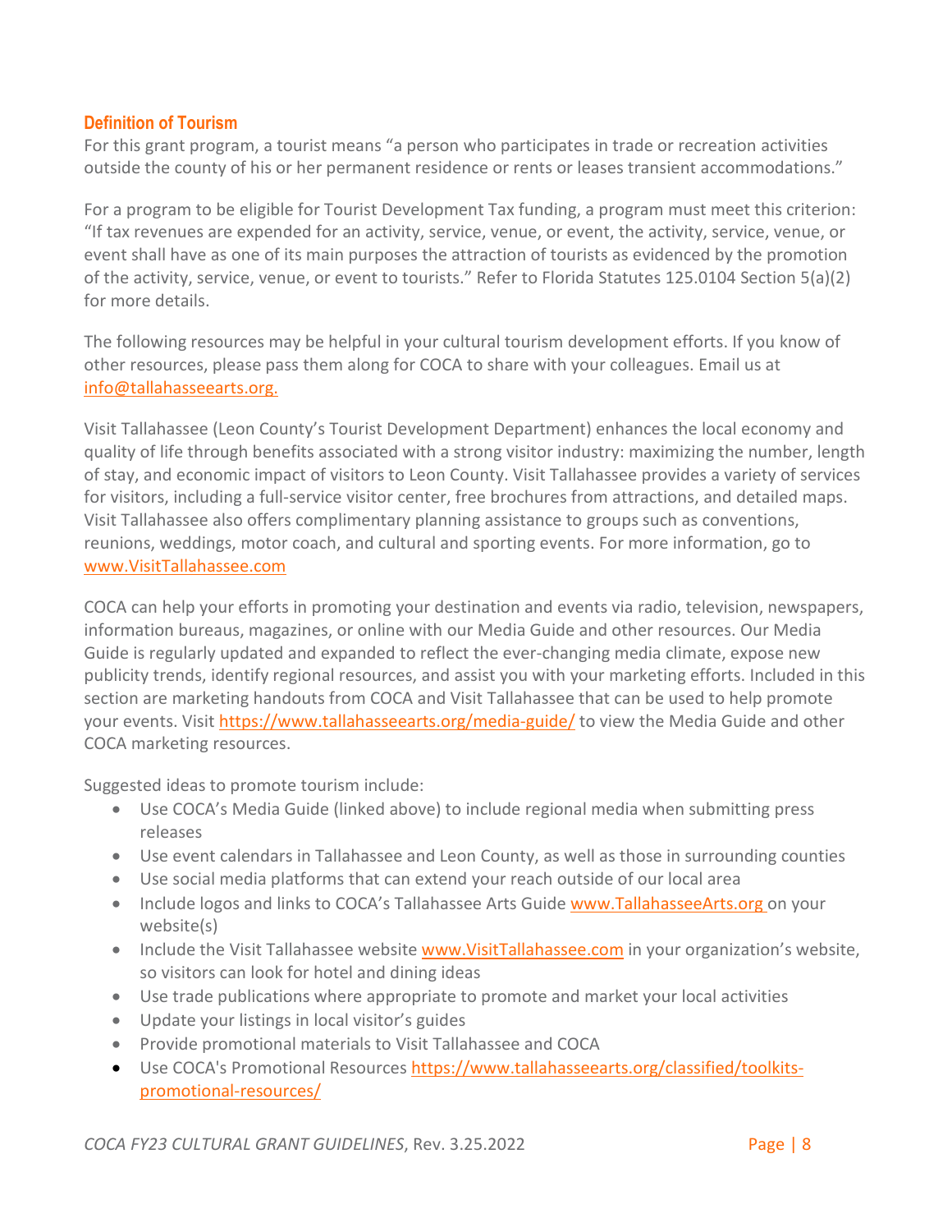## Definition of Tourism

For this grant program, a tourist means "a person who participates in trade or recreation activities outside the county of his or her permanent residence or rents or leases transient accommodations."

For a program to be eligible for Tourist Development Tax funding, a program must meet this criterion: "If tax revenues are expended for an activity, service, venue, or event, the activity, service, venue, or event shall have as one of its main purposes the attraction of tourists as evidenced by the promotion of the activity, service, venue, or event to tourists." Refer to Florida Statutes 125.0104 Section 5(a)(2) for more details.

The following resources may be helpful in your cultural tourism development efforts. If you know of other resources, please pass them along for COCA to share with your colleagues. Email us at info@tallahasseearts.org.

Visit Tallahassee (Leon County's Tourist Development Department) enhances the local economy and quality of life through benefits associated with a strong visitor industry: maximizing the number, length of stay, and economic impact of visitors to Leon County. Visit Tallahassee provides a variety of services for visitors, including a full-service visitor center, free brochures from attractions, and detailed maps. Visit Tallahassee also offers complimentary planning assistance to groups such as conventions, reunions, weddings, motor coach, and cultural and sporting events. For more information, go to www.VisitTallahassee.com

COCA can help your efforts in promoting your destination and events via radio, television, newspapers, information bureaus, magazines, or online with our Media Guide and other resources. Our Media Guide is regularly updated and expanded to reflect the ever-changing media climate, expose new publicity trends, identify regional resources, and assist you with your marketing efforts. Included in this section are marketing handouts from COCA and Visit Tallahassee that can be used to help promote your events. Visit https://www.tallahasseearts.org/media-guide/ to view the Media Guide and other COCA marketing resources.

Suggested ideas to promote tourism include:

- Use COCA's Media Guide (linked above) to include regional media when submitting press releases
- Use event calendars in Tallahassee and Leon County, as well as those in surrounding counties
- Use social media platforms that can extend your reach outside of our local area
- Include logos and links to COCA's Tallahassee Arts Guide www.TallahasseeArts.org on your website(s)
- Include the Visit Tallahassee website www.VisitTallahassee.com in your organization's website, so visitors can look for hotel and dining ideas
- Use trade publications where appropriate to promote and market your local activities
- Update your listings in local visitor's guides
- Provide promotional materials to Visit Tallahassee and COCA
- Use COCA's Promotional Resources https://www.tallahasseearts.org/classified/toolkits-promotional-resources/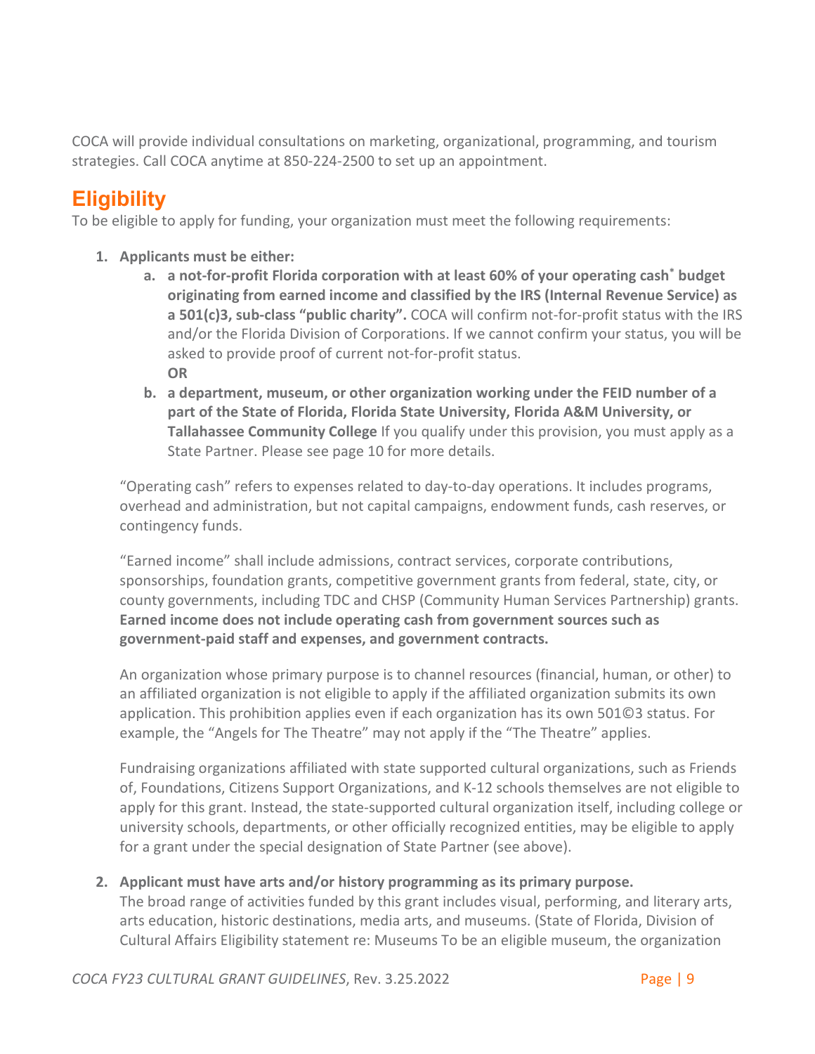COCA will provide individual consultations on marketing, organizational, programming, and tourism strategies. Call COCA anytime at 850-224-2500 to set up an appointment.

## Eligibility

To be eligible to apply for funding, your organization must meet the following requirements:

1. **Applicants must be either:**
   a. **a not-for-profit Florida corporation with at least 60% of your operating cash[*] budget originating from earned income and classified by the IRS (Internal Revenue Service) as a 501(c)3, sub-class "public charity".** COCA will confirm not-for-profit status with the IRS and/or the Florida Division of Corporations. If we cannot confirm your status, you will be asked to provide proof of current not-for-profit status.
   **OR**
   b. **a department, museum, or other organization working under the FEID number of a part of the State of Florida, Florida State University, Florida A&M University, or Tallahassee Community College** If you qualify under this provision, you must apply as a State Partner. Please see page 10 for more details.

   "Operating cash" refers to expenses related to day-to-day operations. It includes programs, overhead and administration, but not capital campaigns, endowment funds, cash reserves, or contingency funds.

   "Earned income" shall include admissions, contract services, corporate contributions, sponsorships, foundation grants, competitive government grants from federal, state, city, or county governments, including TDC and CHSP (Community Human Services Partnership) grants. **Earned income does not include operating cash from government sources such as government-paid staff and expenses, and government contracts.**

   An organization whose primary purpose is to channel resources (financial, human, or other) to an affiliated organization is not eligible to apply if the affiliated organization submits its own application. This prohibition applies even if each organization has its own 501©3 status. For example, the "Angels for The Theatre" may not apply if the "The Theatre" applies.

   Fundraising organizations affiliated with state supported cultural organizations, such as Friends of, Foundations, Citizens Support Organizations, and K-12 schools themselves are not eligible to apply for this grant. Instead, the state-supported cultural organization itself, including college or university schools, departments, or other officially recognized entities, may be eligible to apply for a grant under the special designation of State Partner (see above).

2. **Applicant must have arts and/or history programming as its primary purpose.**
   The broad range of activities funded by this grant includes visual, performing, and literary arts, arts education, historic destinations, media arts, and museums. (State of Florida, Division of Cultural Affairs Eligibility statement re: Museums To be an eligible museum, the organization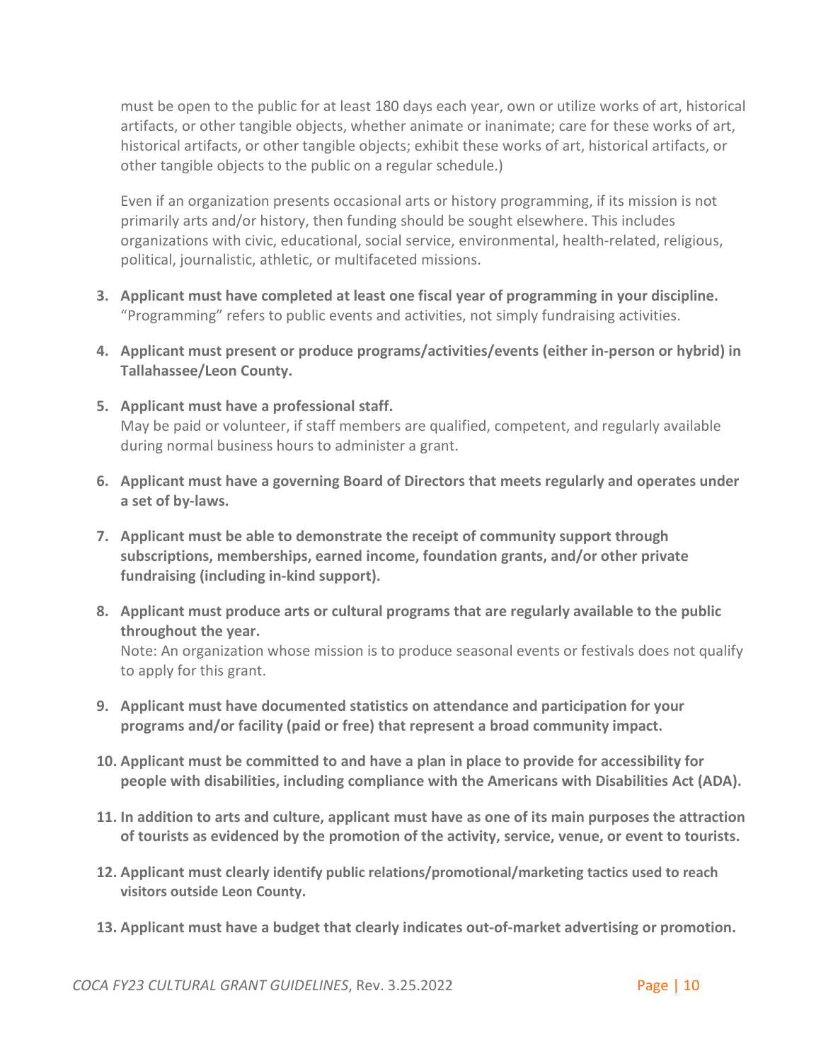must be open to the public for at least 180 days each year, own or utilize works of art, historical artifacts, or other tangible objects, whether animate or inanimate; care for these works of art, historical artifacts, or other tangible objects; exhibit these works of art, historical artifacts, or other tangible objects to the public on a regular schedule.)

Even if an organization presents occasional arts or history programming, if its mission is not primarily arts and/or history, then funding should be sought elsewhere. This includes organizations with civic, educational, social service, environmental, health-related, religious, political, journalistic, athletic, or multifaceted missions.

3. **Applicant must have completed at least one fiscal year of programming in your discipline.** "Programming" refers to public events and activities, not simply fundraising activities.
4. **Applicant must present or produce programs/activities/events (either in-person or hybrid) in Tallahassee/Leon County.**
5. **Applicant must have a professional staff.**
   May be paid or volunteer, if staff members are qualified, competent, and regularly available during normal business hours to administer a grant.
6. **Applicant must have a governing Board of Directors that meets regularly and operates under a set of by-laws.**
7. **Applicant must be able to demonstrate the receipt of community support through subscriptions, memberships, earned income, foundation grants, and/or other private fundraising (including in-kind support).**
8. **Applicant must produce arts or cultural programs that are regularly available to the public throughout the year.**
   Note: An organization whose mission is to produce seasonal events or festivals does not qualify to apply for this grant.
9. **Applicant must have documented statistics on attendance and participation for your programs and/or facility (paid or free) that represent a broad community impact.**
10. **Applicant must be committed to and have a plan in place to provide for accessibility for people with disabilities, including compliance with the Americans with Disabilities Act (ADA).**
11. **In addition to arts and culture, applicant must have as one of its main purposes the attraction of tourists as evidenced by the promotion of the activity, service, venue, or event to tourists.**
12. **Applicant must clearly identify public relations/promotional/marketing tactics used to reach visitors outside Leon County.**
13. **Applicant must have a budget that clearly indicates out-of-market advertising or promotion.**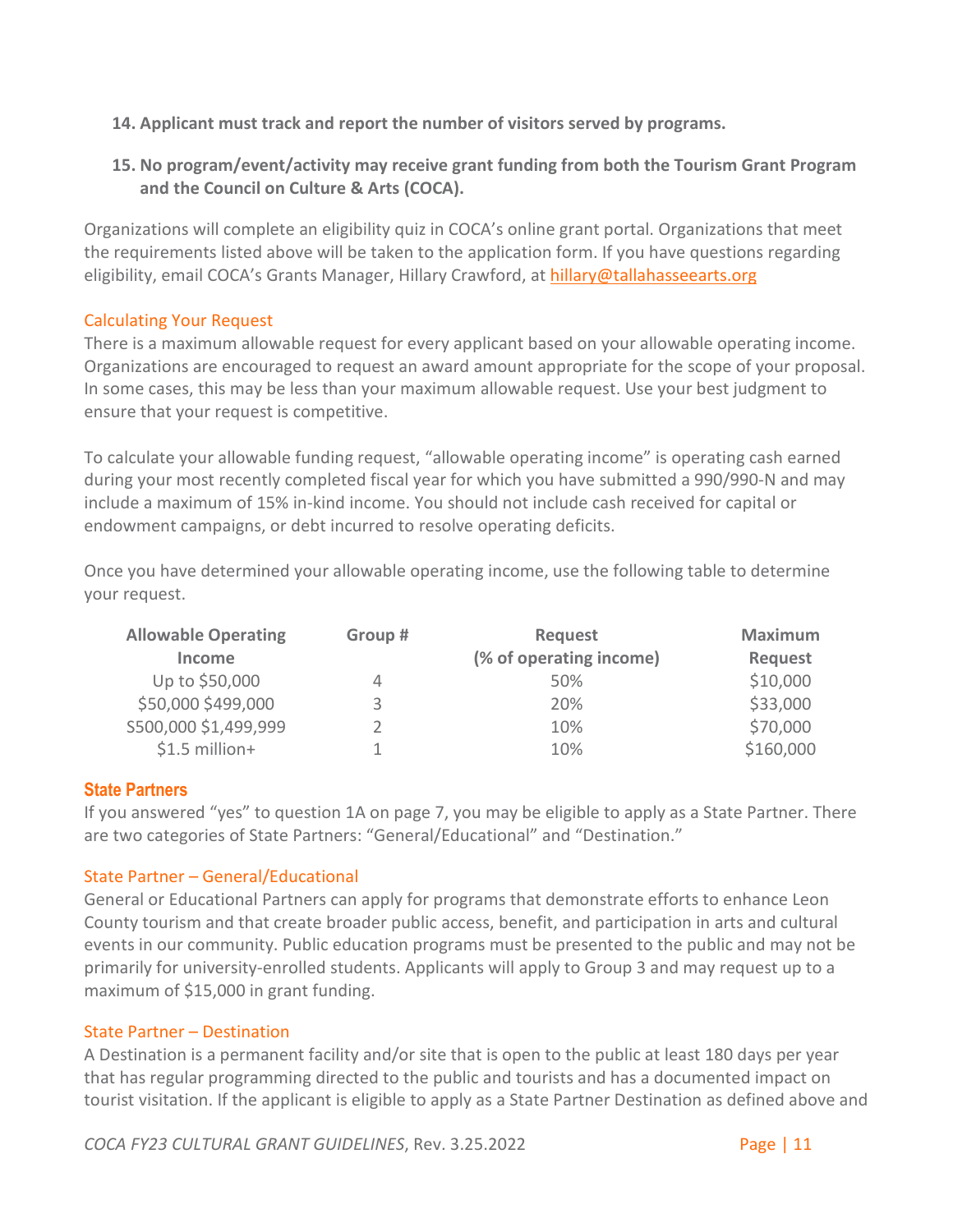14. **Applicant must track and report the number of visitors served by programs.**

15. **No program/event/activity may receive grant funding from both the Tourism Grant Program and the Council on Culture & Arts (COCA).**

Organizations will complete an eligibility quiz in COCA's online grant portal. Organizations that meet the requirements listed above will be taken to the application form. If you have questions regarding eligibility, email COCA's Grants Manager, Hillary Crawford, at hillary@tallahasseearts.org

### Calculating Your Request

There is a maximum allowable request for every applicant based on your allowable operating income. Organizations are encouraged to request an award amount appropriate for the scope of your proposal. In some cases, this may be less than your maximum allowable request. Use your best judgment to ensure that your request is competitive.

To calculate your allowable funding request, "allowable operating income" is operating cash earned during your most recently completed fiscal year for which you have submitted a 990/990-N and may include a maximum of 15% in-kind income. You should not include cash received for capital or endowment campaigns, or debt incurred to resolve operating deficits.

Once you have determined your allowable operating income, use the following table to determine your request.

| Allowable Operating Income | Group # | Request (% of operating income) | Maximum Request |
|---|---|---|---|
| Up to $50,000 | 4 | 50% | $10,000 |
| $50,000 $499,000 | 3 | 20% | $33,000 |
| $500,000 $1,499,999 | 2 | 10% | $70,000 |
| $1.5 million+ | 1 | 10% | $160,000 |

## State Partners

If you answered "yes" to question 1A on page 7, you may be eligible to apply as a State Partner. There are two categories of State Partners: "General/Educational" and "Destination."

### State Partner – General/Educational

General or Educational Partners can apply for programs that demonstrate efforts to enhance Leon County tourism and that create broader public access, benefit, and participation in arts and cultural events in our community. Public education programs must be presented to the public and may not be primarily for university-enrolled students. Applicants will apply to Group 3 and may request up to a maximum of $15,000 in grant funding.

### State Partner – Destination

A Destination is a permanent facility and/or site that is open to the public at least 180 days per year that has regular programming directed to the public and tourists and has a documented impact on tourist visitation. If the applicant is eligible to apply as a State Partner Destination as defined above and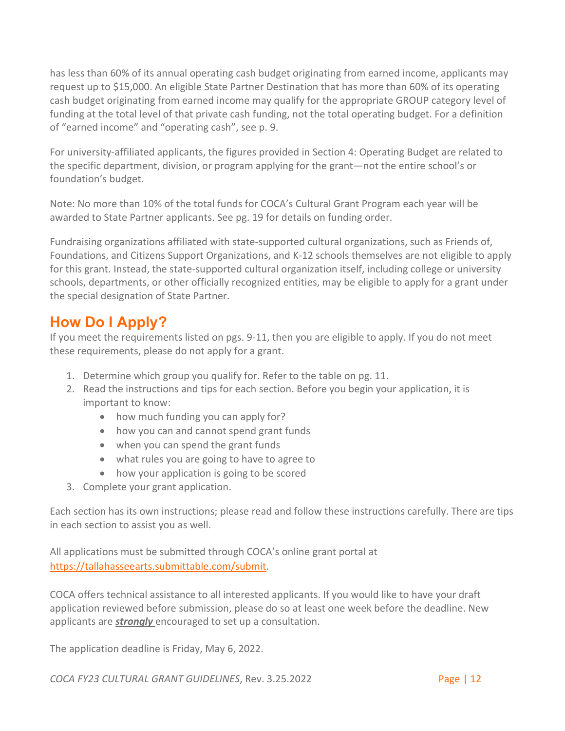has less than 60% of its annual operating cash budget originating from earned income, applicants may request up to $15,000. An eligible State Partner Destination that has more than 60% of its operating cash budget originating from earned income may qualify for the appropriate GROUP category level of funding at the total level of that private cash funding, not the total operating budget. For a definition of "earned income" and "operating cash", see p. 9.

For university-affiliated applicants, the figures provided in Section 4: Operating Budget are related to the specific department, division, or program applying for the grant—not the entire school's or foundation's budget.

Note: No more than 10% of the total funds for COCA's Cultural Grant Program each year will be awarded to State Partner applicants. See pg. 19 for details on funding order.

Fundraising organizations affiliated with state-supported cultural organizations, such as Friends of, Foundations, and Citizens Support Organizations, and K-12 schools themselves are not eligible to apply for this grant. Instead, the state-supported cultural organization itself, including college or university schools, departments, or other officially recognized entities, may be eligible to apply for a grant under the special designation of State Partner.

## How Do I Apply?

If you meet the requirements listed on pgs. 9-11, then you are eligible to apply. If you do not meet these requirements, please do not apply for a grant.

1. Determine which group you qualify for. Refer to the table on pg. 11.
2. Read the instructions and tips for each section. Before you begin your application, it is important to know:
   - how much funding you can apply for?
   - how you can and cannot spend grant funds
   - when you can spend the grant funds
   - what rules you are going to have to agree to
   - how your application is going to be scored
3. Complete your grant application.

Each section has its own instructions; please read and follow these instructions carefully. There are tips in each section to assist you as well.

All applications must be submitted through COCA's online grant portal at https://tallahasseearts.submittable.com/submit.

COCA offers technical assistance to all interested applicants. If you would like to have your draft application reviewed before submission, please do so at least one week before the deadline. New applicants are ***strongly*** encouraged to set up a consultation.

The application deadline is Friday, May 6, 2022.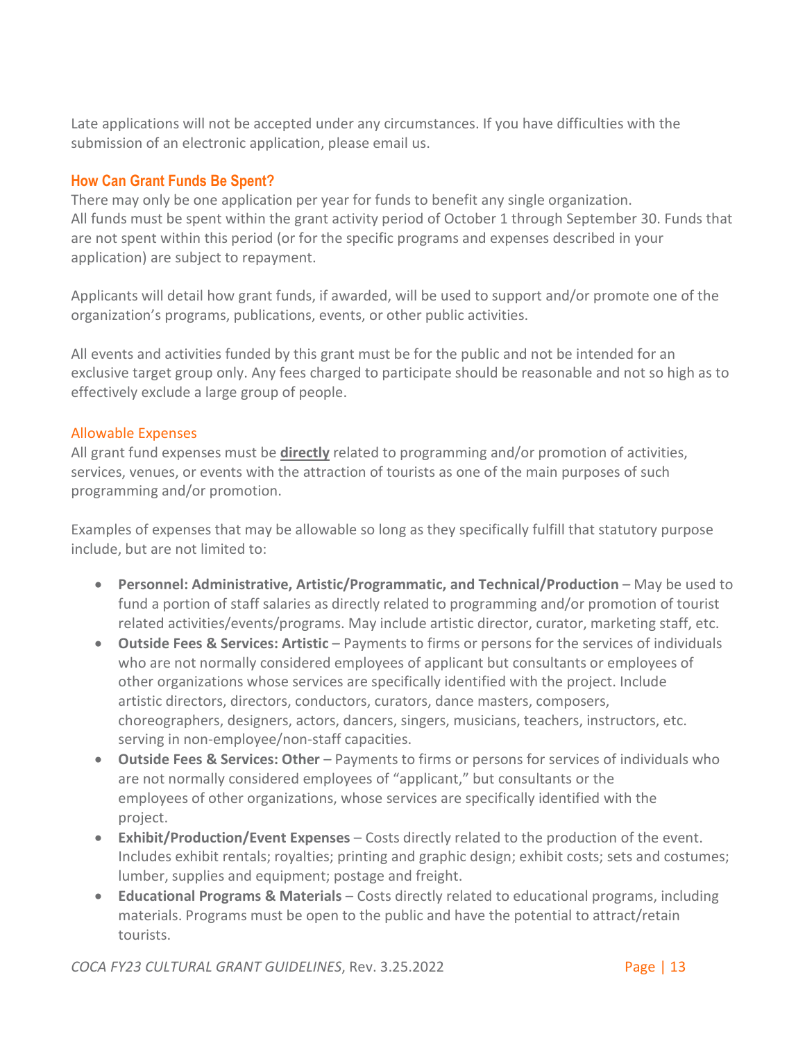Late applications will not be accepted under any circumstances. If you have difficulties with the submission of an electronic application, please email us.

## How Can Grant Funds Be Spent?

There may only be one application per year for funds to benefit any single organization.
All funds must be spent within the grant activity period of October 1 through September 30. Funds that are not spent within this period (or for the specific programs and expenses described in your application) are subject to repayment.

Applicants will detail how grant funds, if awarded, will be used to support and/or promote one of the organization's programs, publications, events, or other public activities.

All events and activities funded by this grant must be for the public and not be intended for an exclusive target group only. Any fees charged to participate should be reasonable and not so high as to effectively exclude a large group of people.

### Allowable Expenses

All grant fund expenses must be **directly** related to programming and/or promotion of activities, services, venues, or events with the attraction of tourists as one of the main purposes of such programming and/or promotion.

Examples of expenses that may be allowable so long as they specifically fulfill that statutory purpose include, but are not limited to:

- **Personnel: Administrative, Artistic/Programmatic, and Technical/Production** – May be used to fund a portion of staff salaries as directly related to programming and/or promotion of tourist related activities/events/programs. May include artistic director, curator, marketing staff, etc.
- **Outside Fees & Services: Artistic** – Payments to firms or persons for the services of individuals who are not normally considered employees of applicant but consultants or employees of other organizations whose services are specifically identified with the project. Include artistic directors, directors, conductors, curators, dance masters, composers, choreographers, designers, actors, dancers, singers, musicians, teachers, instructors, etc. serving in non-employee/non-staff capacities.
- **Outside Fees & Services: Other** – Payments to firms or persons for services of individuals who are not normally considered employees of "applicant," but consultants or the employees of other organizations, whose services are specifically identified with the project.
- **Exhibit/Production/Event Expenses** – Costs directly related to the production of the event. Includes exhibit rentals; royalties; printing and graphic design; exhibit costs; sets and costumes; lumber, supplies and equipment; postage and freight.
- **Educational Programs & Materials** – Costs directly related to educational programs, including materials. Programs must be open to the public and have the potential to attract/retain tourists.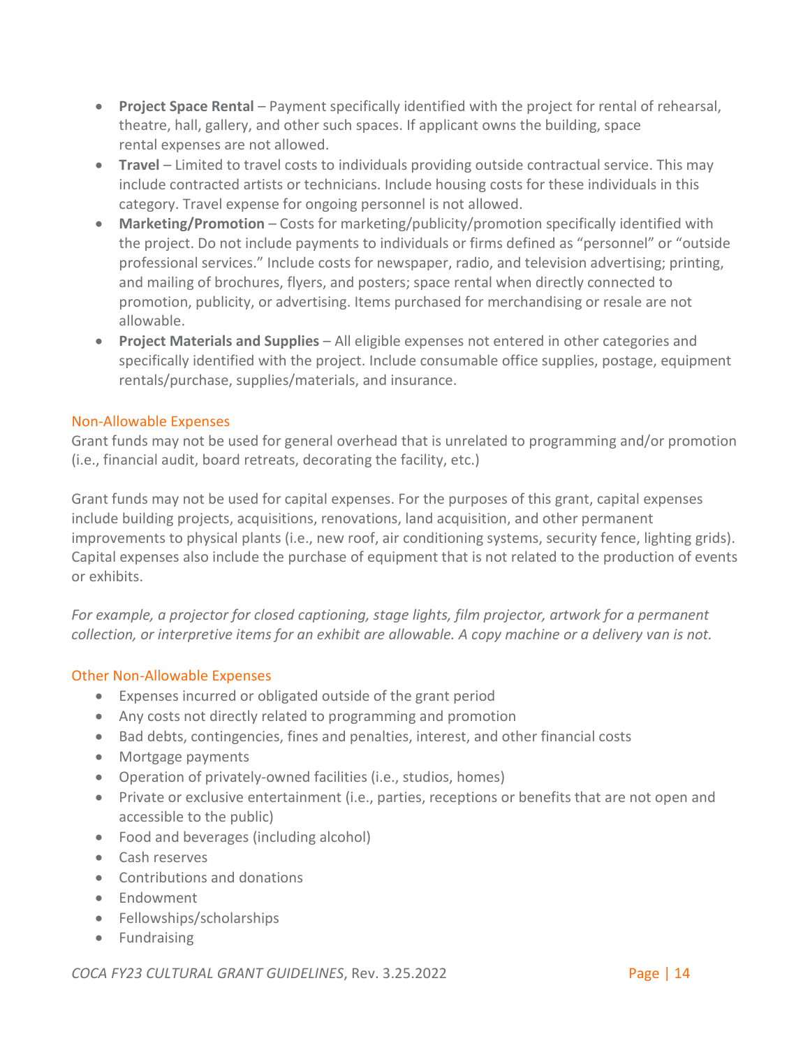- **Project Space Rental** – Payment specifically identified with the project for rental of rehearsal, theatre, hall, gallery, and other such spaces. If applicant owns the building, space rental expenses are not allowed.
- **Travel** – Limited to travel costs to individuals providing outside contractual service. This may include contracted artists or technicians. Include housing costs for these individuals in this category. Travel expense for ongoing personnel is not allowed.
- **Marketing/Promotion** – Costs for marketing/publicity/promotion specifically identified with the project. Do not include payments to individuals or firms defined as "personnel" or "outside professional services." Include costs for newspaper, radio, and television advertising; printing, and mailing of brochures, flyers, and posters; space rental when directly connected to promotion, publicity, or advertising. Items purchased for merchandising or resale are not allowable.
- **Project Materials and Supplies** – All eligible expenses not entered in other categories and specifically identified with the project. Include consumable office supplies, postage, equipment rentals/purchase, supplies/materials, and insurance.

### Non-Allowable Expenses

Grant funds may not be used for general overhead that is unrelated to programming and/or promotion (i.e., financial audit, board retreats, decorating the facility, etc.)

Grant funds may not be used for capital expenses. For the purposes of this grant, capital expenses include building projects, acquisitions, renovations, land acquisition, and other permanent improvements to physical plants (i.e., new roof, air conditioning systems, security fence, lighting grids). Capital expenses also include the purchase of equipment that is not related to the production of events or exhibits.

*For example, a projector for closed captioning, stage lights, film projector, artwork for a permanent collection, or interpretive items for an exhibit are allowable. A copy machine or a delivery van is not.*

### Other Non-Allowable Expenses

- Expenses incurred or obligated outside of the grant period
- Any costs not directly related to programming and promotion
- Bad debts, contingencies, fines and penalties, interest, and other financial costs
- Mortgage payments
- Operation of privately-owned facilities (i.e., studios, homes)
- Private or exclusive entertainment (i.e., parties, receptions or benefits that are not open and accessible to the public)
- Food and beverages (including alcohol)
- Cash reserves
- Contributions and donations
- Endowment
- Fellowships/scholarships
- Fundraising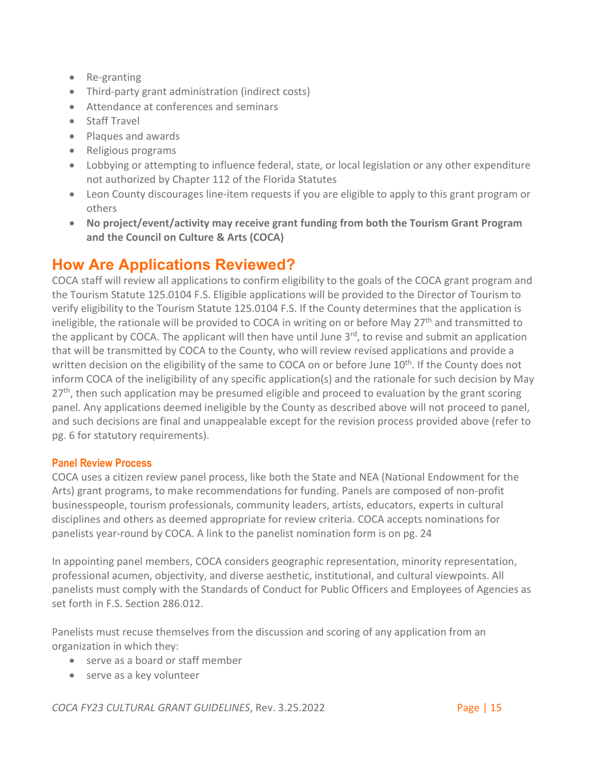- Re-granting
- Third-party grant administration (indirect costs)
- Attendance at conferences and seminars
- Staff Travel
- Plaques and awards
- Religious programs
- Lobbying or attempting to influence federal, state, or local legislation or any other expenditure not authorized by Chapter 112 of the Florida Statutes
- Leon County discourages line-item requests if you are eligible to apply to this grant program or others
- **No project/event/activity may receive grant funding from both the Tourism Grant Program and the Council on Culture & Arts (COCA)**

## How Are Applications Reviewed?

COCA staff will review all applications to confirm eligibility to the goals of the COCA grant program and the Tourism Statute 125.0104 F.S. Eligible applications will be provided to the Director of Tourism to verify eligibility to the Tourism Statute 125.0104 F.S. If the County determines that the application is ineligible, the rationale will be provided to COCA in writing on or before May 27th and transmitted to the applicant by COCA. The applicant will then have until June 3rd, to revise and submit an application that will be transmitted by COCA to the County, who will review revised applications and provide a written decision on the eligibility of the same to COCA on or before June 10th. If the County does not inform COCA of the ineligibility of any specific application(s) and the rationale for such decision by May 27th, then such application may be presumed eligible and proceed to evaluation by the grant scoring panel. Any applications deemed ineligible by the County as described above will not proceed to panel, and such decisions are final and unappealable except for the revision process provided above (refer to pg. 6 for statutory requirements).

### Panel Review Process

COCA uses a citizen review panel process, like both the State and NEA (National Endowment for the Arts) grant programs, to make recommendations for funding. Panels are composed of non-profit businesspeople, tourism professionals, community leaders, artists, educators, experts in cultural disciplines and others as deemed appropriate for review criteria. COCA accepts nominations for panelists year-round by COCA. A link to the panelist nomination form is on pg. 24

In appointing panel members, COCA considers geographic representation, minority representation, professional acumen, objectivity, and diverse aesthetic, institutional, and cultural viewpoints. All panelists must comply with the Standards of Conduct for Public Officers and Employees of Agencies as set forth in F.S. Section 286.012.

Panelists must recuse themselves from the discussion and scoring of any application from an organization in which they:

- serve as a board or staff member
- serve as a key volunteer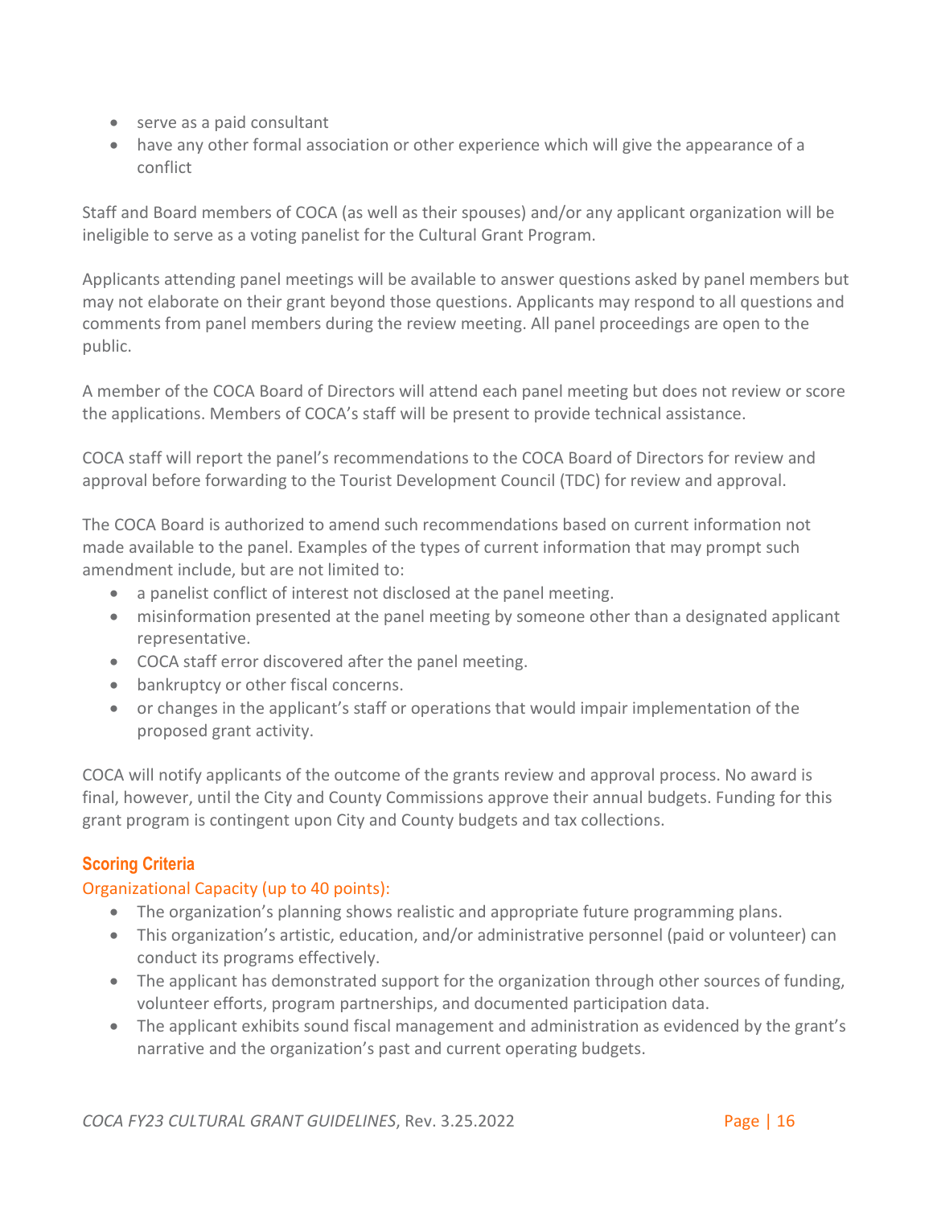- serve as a paid consultant
- have any other formal association or other experience which will give the appearance of a conflict

Staff and Board members of COCA (as well as their spouses) and/or any applicant organization will be ineligible to serve as a voting panelist for the Cultural Grant Program.

Applicants attending panel meetings will be available to answer questions asked by panel members but may not elaborate on their grant beyond those questions. Applicants may respond to all questions and comments from panel members during the review meeting. All panel proceedings are open to the public.

A member of the COCA Board of Directors will attend each panel meeting but does not review or score the applications. Members of COCA's staff will be present to provide technical assistance.

COCA staff will report the panel's recommendations to the COCA Board of Directors for review and approval before forwarding to the Tourist Development Council (TDC) for review and approval.

The COCA Board is authorized to amend such recommendations based on current information not made available to the panel. Examples of the types of current information that may prompt such amendment include, but are not limited to:

- a panelist conflict of interest not disclosed at the panel meeting.
- misinformation presented at the panel meeting by someone other than a designated applicant representative.
- COCA staff error discovered after the panel meeting.
- bankruptcy or other fiscal concerns.
- or changes in the applicant's staff or operations that would impair implementation of the proposed grant activity.

COCA will notify applicants of the outcome of the grants review and approval process. No award is final, however, until the City and County Commissions approve their annual budgets. Funding for this grant program is contingent upon City and County budgets and tax collections.

## Scoring Criteria

### Organizational Capacity (up to 40 points):

- The organization's planning shows realistic and appropriate future programming plans.
- This organization's artistic, education, and/or administrative personnel (paid or volunteer) can conduct its programs effectively.
- The applicant has demonstrated support for the organization through other sources of funding, volunteer efforts, program partnerships, and documented participation data.
- The applicant exhibits sound fiscal management and administration as evidenced by the grant's narrative and the organization's past and current operating budgets.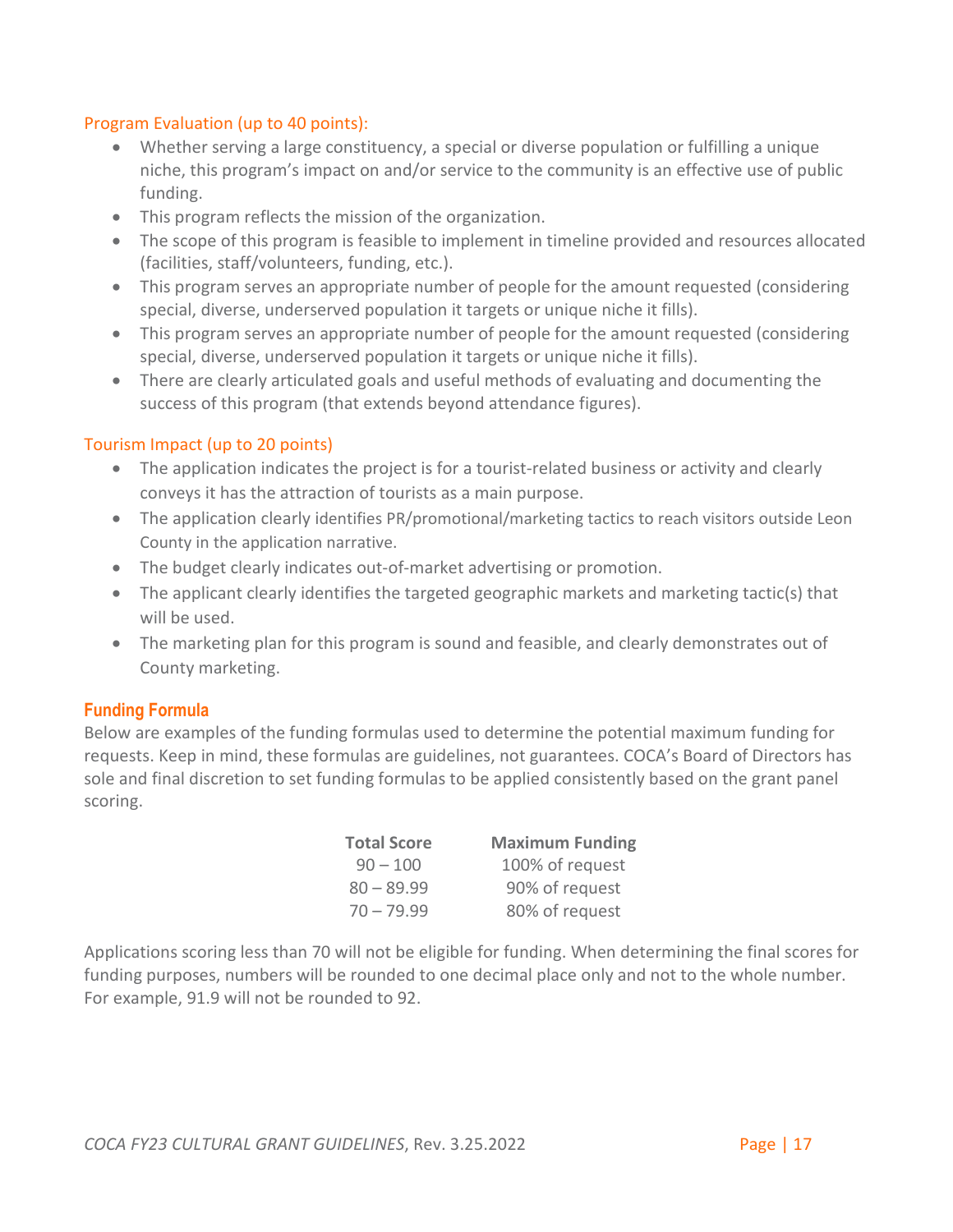### Program Evaluation (up to 40 points):

- Whether serving a large constituency, a special or diverse population or fulfilling a unique niche, this program's impact on and/or service to the community is an effective use of public funding.
- This program reflects the mission of the organization.
- The scope of this program is feasible to implement in timeline provided and resources allocated (facilities, staff/volunteers, funding, etc.).
- This program serves an appropriate number of people for the amount requested (considering special, diverse, underserved population it targets or unique niche it fills).
- This program serves an appropriate number of people for the amount requested (considering special, diverse, underserved population it targets or unique niche it fills).
- There are clearly articulated goals and useful methods of evaluating and documenting the success of this program (that extends beyond attendance figures).

### Tourism Impact (up to 20 points)

- The application indicates the project is for a tourist-related business or activity and clearly conveys it has the attraction of tourists as a main purpose.
- The application clearly identifies PR/promotional/marketing tactics to reach visitors outside Leon County in the application narrative.
- The budget clearly indicates out-of-market advertising or promotion.
- The applicant clearly identifies the targeted geographic markets and marketing tactic(s) that will be used.
- The marketing plan for this program is sound and feasible, and clearly demonstrates out of County marketing.

## Funding Formula

Below are examples of the funding formulas used to determine the potential maximum funding for requests. Keep in mind, these formulas are guidelines, not guarantees. COCA's Board of Directors has sole and final discretion to set funding formulas to be applied consistently based on the grant panel scoring.

| Total Score | Maximum Funding |
|---|---|
| 90 – 100 | 100% of request |
| 80 – 89.99 | 90% of request |
| 70 – 79.99 | 80% of request |

Applications scoring less than 70 will not be eligible for funding. When determining the final scores for funding purposes, numbers will be rounded to one decimal place only and not to the whole number. For example, 91.9 will not be rounded to 92.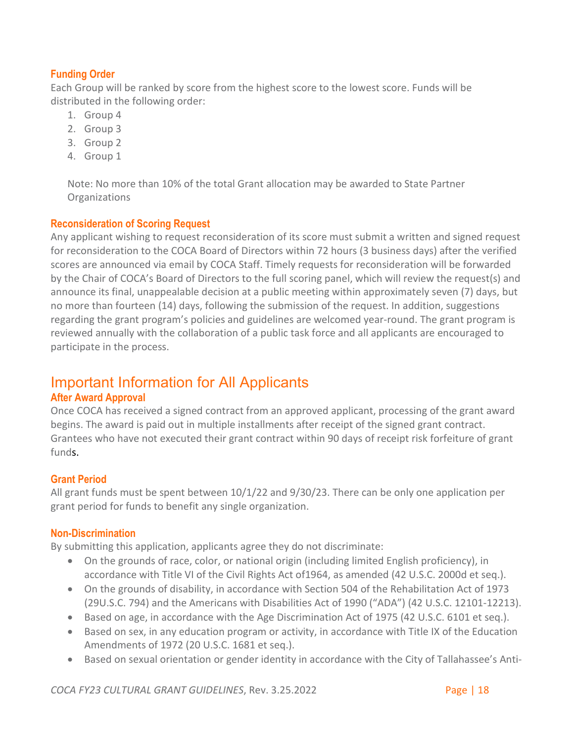### Funding Order

Each Group will be ranked by score from the highest score to the lowest score. Funds will be distributed in the following order:

1. Group 4
2. Group 3
3. Group 2
4. Group 1

Note: No more than 10% of the total Grant allocation may be awarded to State Partner Organizations

### Reconsideration of Scoring Request

Any applicant wishing to request reconsideration of its score must submit a written and signed request for reconsideration to the COCA Board of Directors within 72 hours (3 business days) after the verified scores are announced via email by COCA Staff. Timely requests for reconsideration will be forwarded by the Chair of COCA's Board of Directors to the full scoring panel, which will review the request(s) and announce its final, unappealable decision at a public meeting within approximately seven (7) days, but no more than fourteen (14) days, following the submission of the request. In addition, suggestions regarding the grant program's policies and guidelines are welcomed year-round. The grant program is reviewed annually with the collaboration of a public task force and all applicants are encouraged to participate in the process.

## Important Information for All Applicants

### After Award Approval

Once COCA has received a signed contract from an approved applicant, processing of the grant award begins. The award is paid out in multiple installments after receipt of the signed grant contract. Grantees who have not executed their grant contract within 90 days of receipt risk forfeiture of grant funds.

### Grant Period

All grant funds must be spent between 10/1/22 and 9/30/23. There can be only one application per grant period for funds to benefit any single organization.

### Non-Discrimination

By submitting this application, applicants agree they do not discriminate:

- On the grounds of race, color, or national origin (including limited English proficiency), in accordance with Title VI of the Civil Rights Act of1964, as amended (42 U.S.C. 2000d et seq.).
- On the grounds of disability, in accordance with Section 504 of the Rehabilitation Act of 1973 (29U.S.C. 794) and the Americans with Disabilities Act of 1990 ("ADA") (42 U.S.C. 12101-12213).
- Based on age, in accordance with the Age Discrimination Act of 1975 (42 U.S.C. 6101 et seq.).
- Based on sex, in any education program or activity, in accordance with Title IX of the Education Amendments of 1972 (20 U.S.C. 1681 et seq.).
- Based on sexual orientation or gender identity in accordance with the City of Tallahassee's Anti-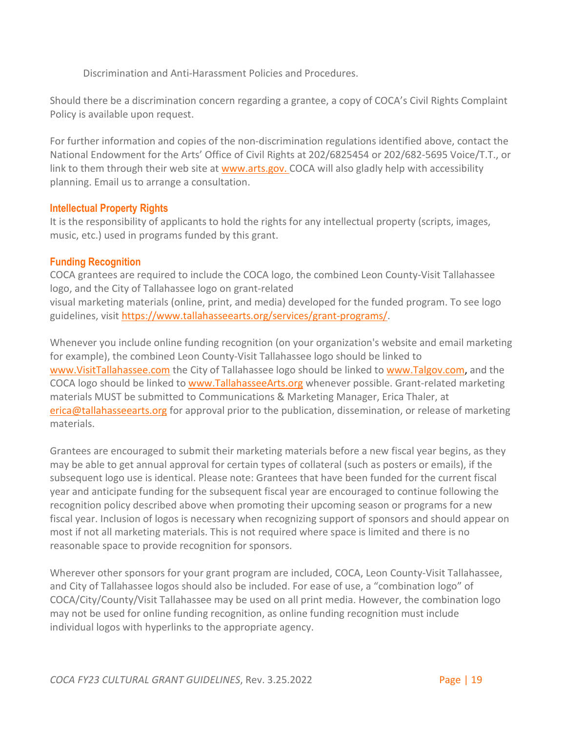Discrimination and Anti-Harassment Policies and Procedures.

Should there be a discrimination concern regarding a grantee, a copy of COCA's Civil Rights Complaint Policy is available upon request.

For further information and copies of the non-discrimination regulations identified above, contact the National Endowment for the Arts' Office of Civil Rights at 202/6825454 or 202/682-5695 Voice/T.T., or link to them through their web site at www.arts.gov. COCA will also gladly help with accessibility planning. Email us to arrange a consultation.

### Intellectual Property Rights

It is the responsibility of applicants to hold the rights for any intellectual property (scripts, images, music, etc.) used in programs funded by this grant.

### Funding Recognition

COCA grantees are required to include the COCA logo, the combined Leon County-Visit Tallahassee logo, and the City of Tallahassee logo on grant-related visual marketing materials (online, print, and media) developed for the funded program. To see logo guidelines, visit https://www.tallahasseearts.org/services/grant-programs/.

Whenever you include online funding recognition (on your organization's website and email marketing for example), the combined Leon County-Visit Tallahassee logo should be linked to www.VisitTallahassee.com the City of Tallahassee logo should be linked to www.Talgov.com, and the COCA logo should be linked to www.TallahasseeArts.org whenever possible. Grant-related marketing materials MUST be submitted to Communications & Marketing Manager, Erica Thaler, at erica@tallahasseearts.org for approval prior to the publication, dissemination, or release of marketing materials.

Grantees are encouraged to submit their marketing materials before a new fiscal year begins, as they may be able to get annual approval for certain types of collateral (such as posters or emails), if the subsequent logo use is identical. Please note: Grantees that have been funded for the current fiscal year and anticipate funding for the subsequent fiscal year are encouraged to continue following the recognition policy described above when promoting their upcoming season or programs for a new fiscal year. Inclusion of logos is necessary when recognizing support of sponsors and should appear on most if not all marketing materials. This is not required where space is limited and there is no reasonable space to provide recognition for sponsors.

Wherever other sponsors for your grant program are included, COCA, Leon County-Visit Tallahassee, and City of Tallahassee logos should also be included. For ease of use, a "combination logo" of COCA/City/County/Visit Tallahassee may be used on all print media. However, the combination logo may not be used for online funding recognition, as online funding recognition must include individual logos with hyperlinks to the appropriate agency.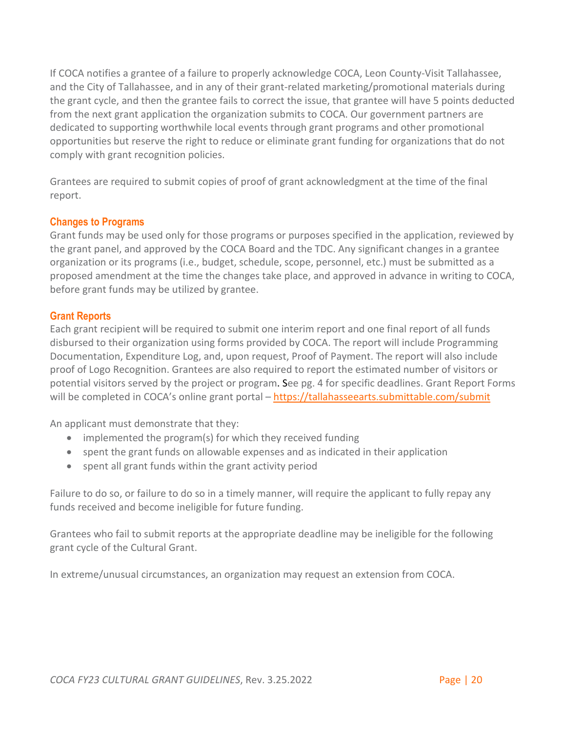If COCA notifies a grantee of a failure to properly acknowledge COCA, Leon County-Visit Tallahassee, and the City of Tallahassee, and in any of their grant-related marketing/promotional materials during the grant cycle, and then the grantee fails to correct the issue, that grantee will have 5 points deducted from the next grant application the organization submits to COCA. Our government partners are dedicated to supporting worthwhile local events through grant programs and other promotional opportunities but reserve the right to reduce or eliminate grant funding for organizations that do not comply with grant recognition policies.

Grantees are required to submit copies of proof of grant acknowledgment at the time of the final report.

### Changes to Programs

Grant funds may be used only for those programs or purposes specified in the application, reviewed by the grant panel, and approved by the COCA Board and the TDC. Any significant changes in a grantee organization or its programs (i.e., budget, schedule, scope, personnel, etc.) must be submitted as a proposed amendment at the time the changes take place, and approved in advance in writing to COCA, before grant funds may be utilized by grantee.

### Grant Reports

Each grant recipient will be required to submit one interim report and one final report of all funds disbursed to their organization using forms provided by COCA. The report will include Programming Documentation, Expenditure Log, and, upon request, Proof of Payment. The report will also include proof of Logo Recognition. Grantees are also required to report the estimated number of visitors or potential visitors served by the project or program. See pg. 4 for specific deadlines. Grant Report Forms will be completed in COCA's online grant portal – https://tallahasseearts.submittable.com/submit

An applicant must demonstrate that they:

- implemented the program(s) for which they received funding
- spent the grant funds on allowable expenses and as indicated in their application
- spent all grant funds within the grant activity period

Failure to do so, or failure to do so in a timely manner, will require the applicant to fully repay any funds received and become ineligible for future funding.

Grantees who fail to submit reports at the appropriate deadline may be ineligible for the following grant cycle of the Cultural Grant.

In extreme/unusual circumstances, an organization may request an extension from COCA.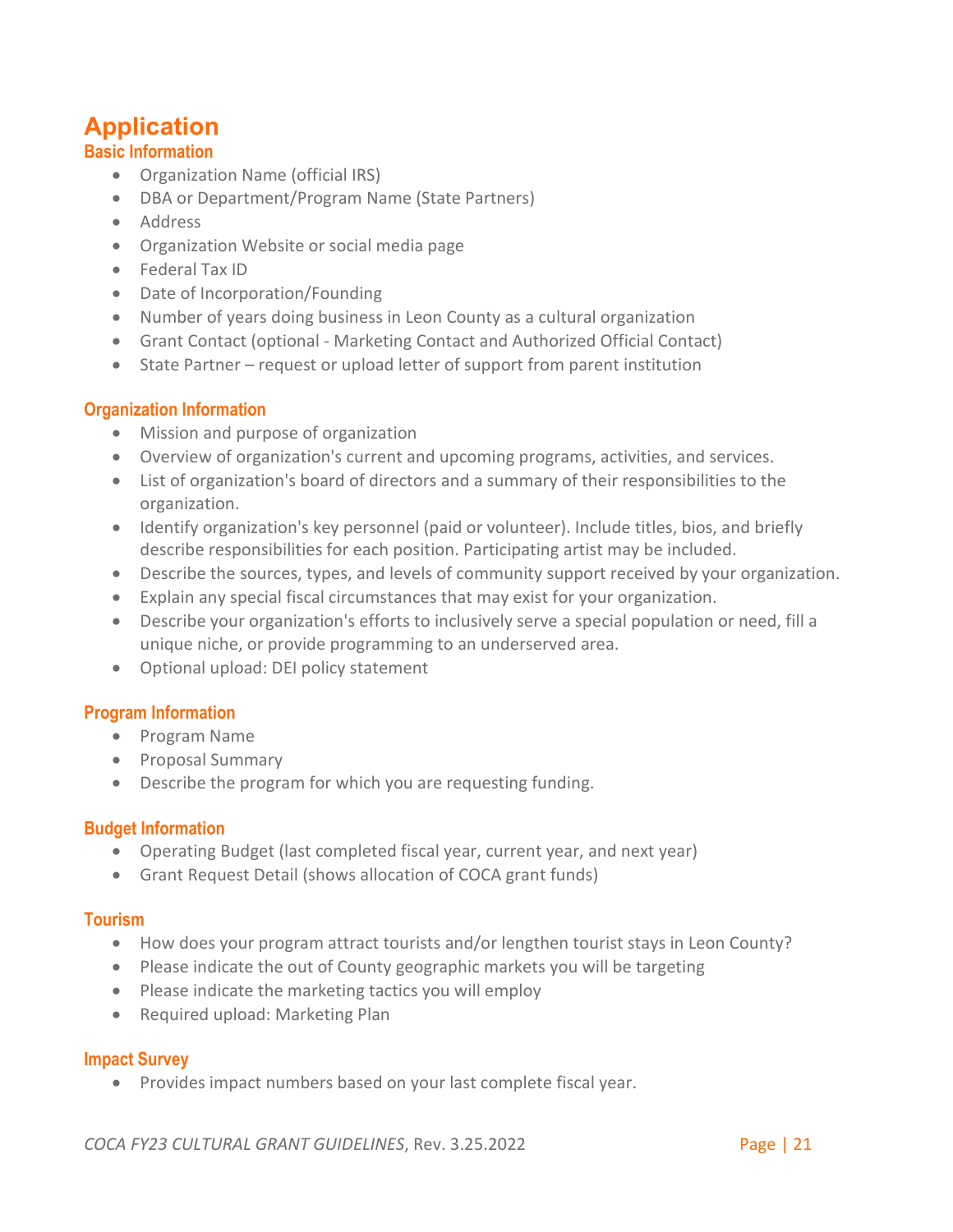# Application

## Basic Information

- Organization Name (official IRS)
- DBA or Department/Program Name (State Partners)
- Address
- Organization Website or social media page
- Federal Tax ID
- Date of Incorporation/Founding
- Number of years doing business in Leon County as a cultural organization
- Grant Contact (optional - Marketing Contact and Authorized Official Contact)
- State Partner – request or upload letter of support from parent institution

## Organization Information

- Mission and purpose of organization
- Overview of organization's current and upcoming programs, activities, and services.
- List of organization's board of directors and a summary of their responsibilities to the organization.
- Identify organization's key personnel (paid or volunteer). Include titles, bios, and briefly describe responsibilities for each position. Participating artist may be included.
- Describe the sources, types, and levels of community support received by your organization.
- Explain any special fiscal circumstances that may exist for your organization.
- Describe your organization's efforts to inclusively serve a special population or need, fill a unique niche, or provide programming to an underserved area.
- Optional upload: DEI policy statement

## Program Information

- Program Name
- Proposal Summary
- Describe the program for which you are requesting funding.

## Budget Information

- Operating Budget (last completed fiscal year, current year, and next year)
- Grant Request Detail (shows allocation of COCA grant funds)

## Tourism

- How does your program attract tourists and/or lengthen tourist stays in Leon County?
- Please indicate the out of County geographic markets you will be targeting
- Please indicate the marketing tactics you will employ
- Required upload: Marketing Plan

## Impact Survey

- Provides impact numbers based on your last complete fiscal year.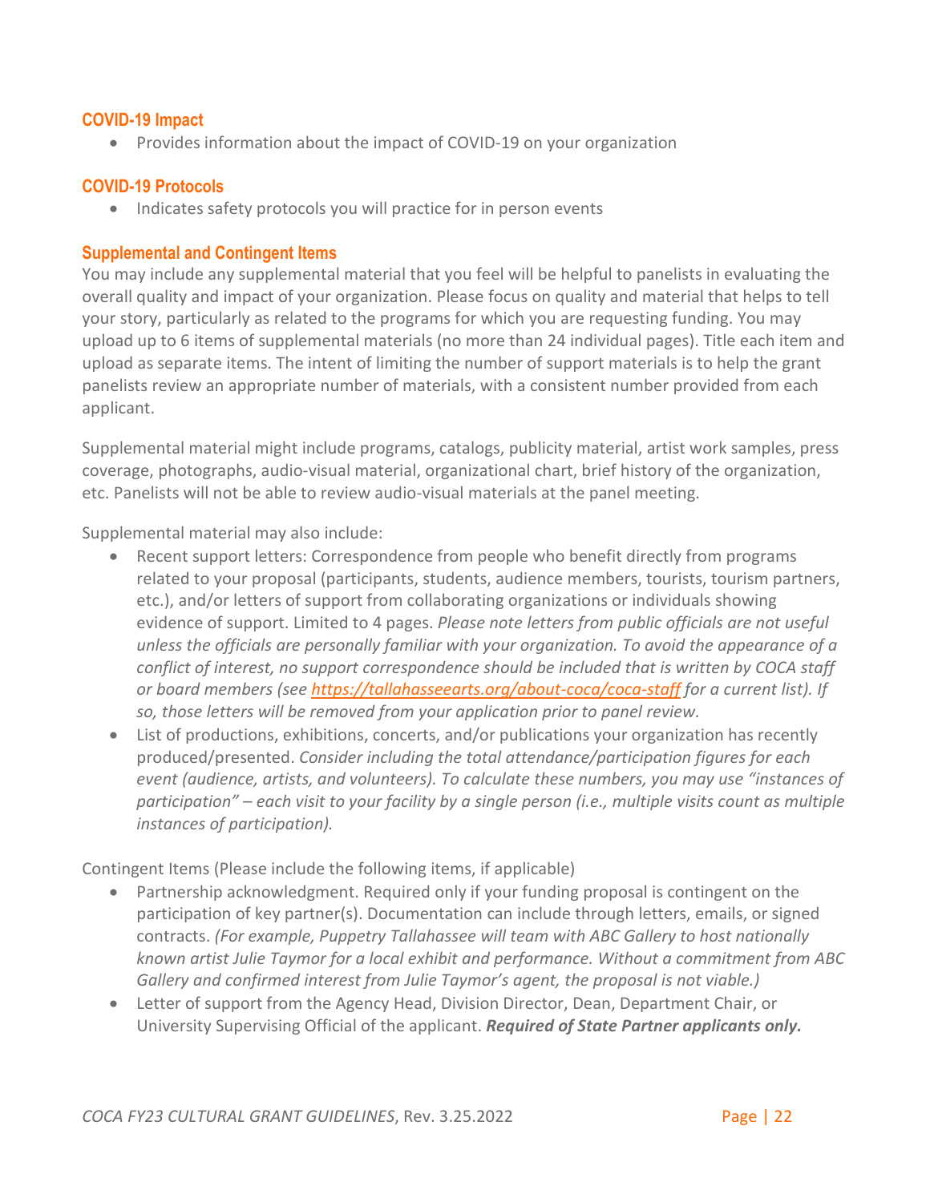### COVID-19 Impact

- Provides information about the impact of COVID-19 on your organization

### COVID-19 Protocols

- Indicates safety protocols you will practice for in person events

### Supplemental and Contingent Items

You may include any supplemental material that you feel will be helpful to panelists in evaluating the overall quality and impact of your organization. Please focus on quality and material that helps to tell your story, particularly as related to the programs for which you are requesting funding. You may upload up to 6 items of supplemental materials (no more than 24 individual pages). Title each item and upload as separate items. The intent of limiting the number of support materials is to help the grant panelists review an appropriate number of materials, with a consistent number provided from each applicant.

Supplemental material might include programs, catalogs, publicity material, artist work samples, press coverage, photographs, audio-visual material, organizational chart, brief history of the organization, etc. Panelists will not be able to review audio-visual materials at the panel meeting.

Supplemental material may also include:

- Recent support letters: Correspondence from people who benefit directly from programs related to your proposal (participants, students, audience members, tourists, tourism partners, etc.), and/or letters of support from collaborating organizations or individuals showing evidence of support. Limited to 4 pages. *Please note letters from public officials are not useful unless the officials are personally familiar with your organization. To avoid the appearance of a conflict of interest, no support correspondence should be included that is written by COCA staff or board members (see [https://tallahasseearts.org/about-coca/coca-staff](https://tallahasseearts.org/about-coca/coca-staff) for a current list). If so, those letters will be removed from your application prior to panel review.*
- List of productions, exhibitions, concerts, and/or publications your organization has recently produced/presented. *Consider including the total attendance/participation figures for each event (audience, artists, and volunteers). To calculate these numbers, you may use "instances of participation" – each visit to your facility by a single person (i.e., multiple visits count as multiple instances of participation).*

Contingent Items (Please include the following items, if applicable)

- Partnership acknowledgment. Required only if your funding proposal is contingent on the participation of key partner(s). Documentation can include through letters, emails, or signed contracts. *(For example, Puppetry Tallahassee will team with ABC Gallery to host nationally known artist Julie Taymor for a local exhibit and performance. Without a commitment from ABC Gallery and confirmed interest from Julie Taymor's agent, the proposal is not viable.)*
- Letter of support from the Agency Head, Division Director, Dean, Department Chair, or University Supervising Official of the applicant. ***Required of State Partner applicants only.***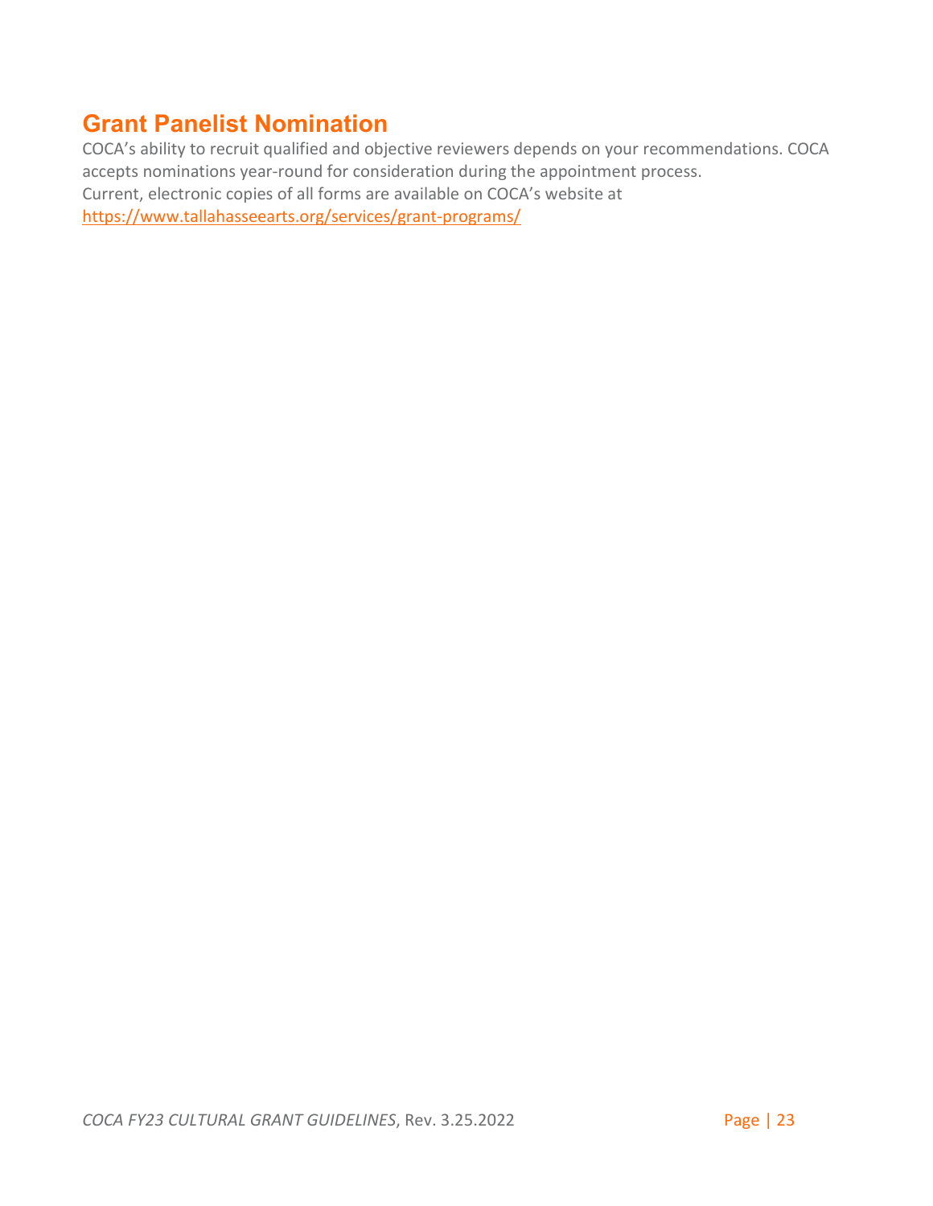## Grant Panelist Nomination

COCA’s ability to recruit qualified and objective reviewers depends on your recommendations. COCA accepts nominations year-round for consideration during the appointment process.
Current, electronic copies of all forms are available on COCA’s website at
https://www.tallahasseearts.org/services/grant-programs/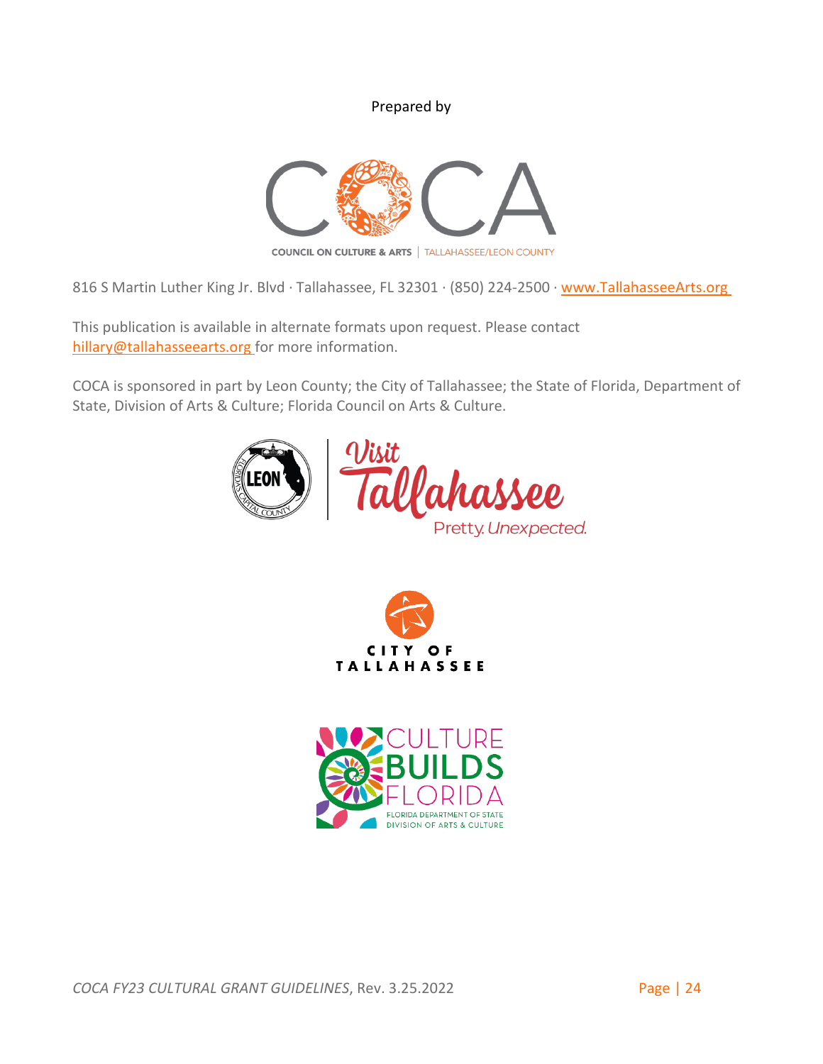Prepared by

COUNCIL ON CULTURE & ARTS | TALLAHASSEE/LEON COUNTY

816 S Martin Luther King Jr. Blvd · Tallahassee, FL 32301 · (850) 224-2500 · www.TallahasseeArts.org

This publication is available in alternate formats upon request. Please contact hillary@tallahasseearts.org for more information.

COCA is sponsored in part by Leon County; the City of Tallahassee; the State of Florida, Department of State, Division of Arts & Culture; Florida Council on Arts & Culture.